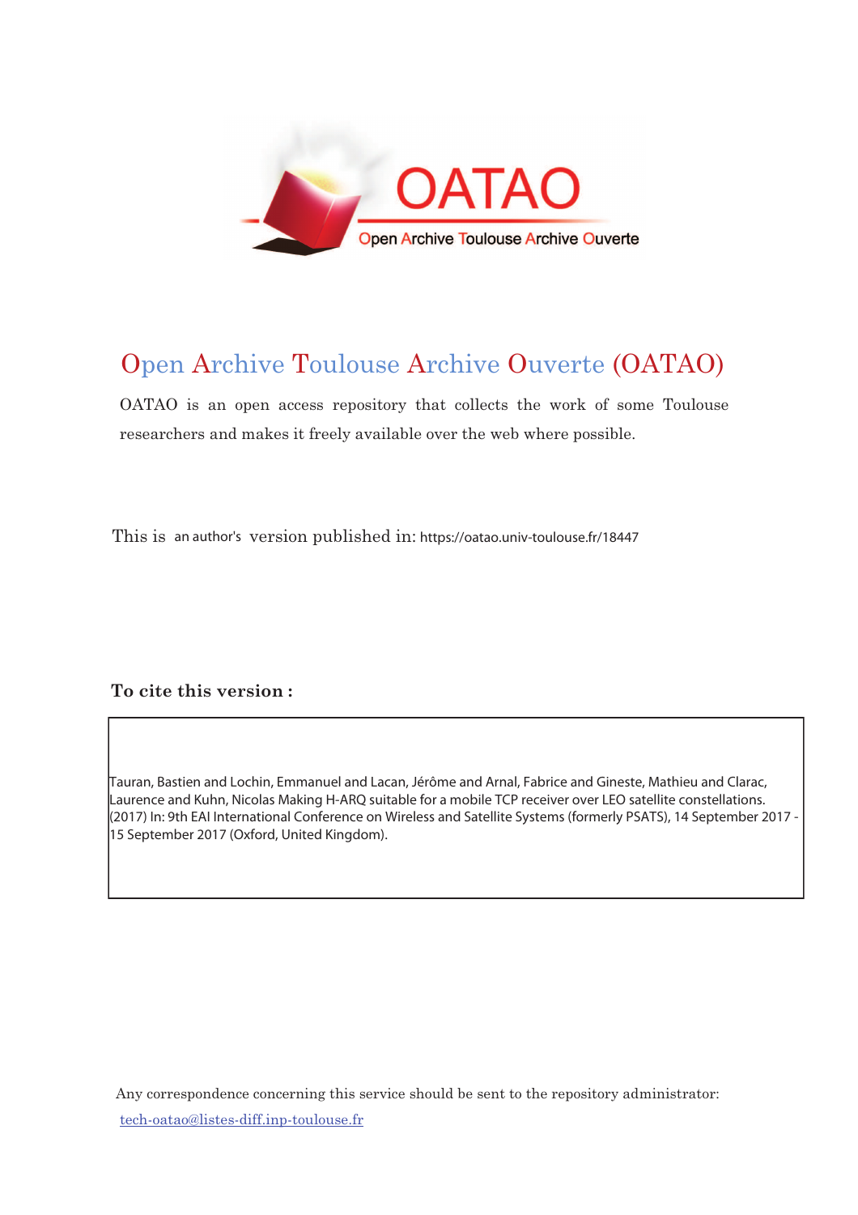# Open Archive Toulouse Archive Ouverte (OATAO)

OATAO is an open access repository that collects the work of some Toulouse researchers and makes it freely available over the web where possible.

This is an author's version published in: https://oatao.univ-toulouse.fr/18447

**To cite this version :**

Tauran, Bastien and Lochin, Emmanuel and Lacan, Jérôme and Arnal, Fabrice and Gineste, Mathieu and Clarac, Laurence and Kuhn, Nicolas Making H-ARQ suitable for a mobile TCP receiver over LEO satellite constellations. (2017) In: 9th EAI International Conference on Wireless and Satellite Systems (formerly PSATS), 14 September 2017 - 15 September 2017 (Oxford, United Kingdom).

Any correspondence concerning this service should be sent to the repository administrator: tech-oatao@listes-diff.inp-toulouse.fr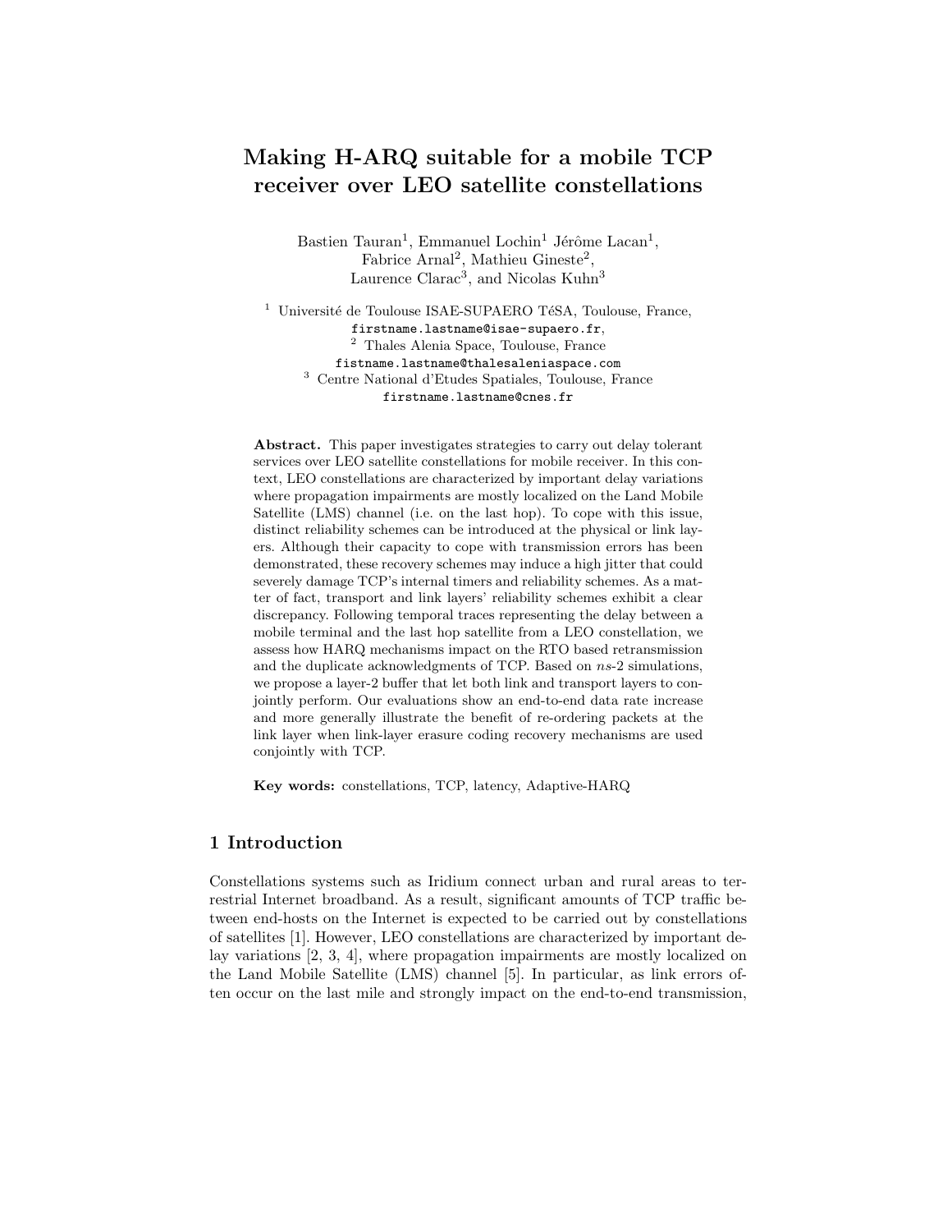# Making H-ARQ suitable for a mobile TCP receiver over LEO satellite constellations

Bastien Tauran[1], Emmanuel Lochin[1] Jérôme Lacan[1], Fabrice Arnal[2], Mathieu Gineste[2], Laurence Clarac[3], and Nicolas Kuhn[3]

[1] Université de Toulouse ISAE-SUPAERO TéSA, Toulouse, France, firstname.lastname@isae-supaero.fr,
[2] Thales Alenia Space, Toulouse, France fistname.lastname@thalesaleniaspace.com
[3] Centre National d'Etudes Spatiales, Toulouse, France firstname.lastname@cnes.fr

**Abstract.** This paper investigates strategies to carry out delay tolerant services over LEO satellite constellations for mobile receiver. In this context, LEO constellations are characterized by important delay variations where propagation impairments are mostly localized on the Land Mobile Satellite (LMS) channel (i.e. on the last hop). To cope with this issue, distinct reliability schemes can be introduced at the physical or link layers. Although their capacity to cope with transmission errors has been demonstrated, these recovery schemes may induce a high jitter that could severely damage TCP's internal timers and reliability schemes. As a matter of fact, transport and link layers' reliability schemes exhibit a clear discrepancy. Following temporal traces representing the delay between a mobile terminal and the last hop satellite from a LEO constellation, we assess how HARQ mechanisms impact on the RTO based retransmission and the duplicate acknowledgments of TCP. Based on *ns*-2 simulations, we propose a layer-2 buffer that let both link and transport layers to conjointly perform. Our evaluations show an end-to-end data rate increase and more generally illustrate the benefit of re-ordering packets at the link layer when link-layer erasure coding recovery mechanisms are used conjointly with TCP.

**Key words:** constellations, TCP, latency, Adaptive-HARQ

## 1 Introduction

Constellations systems such as Iridium connect urban and rural areas to terrestrial Internet broadband. As a result, significant amounts of TCP traffic between end-hosts on the Internet is expected to be carried out by constellations of satellites [1]. However, LEO constellations are characterized by important delay variations [2, 3, 4], where propagation impairments are mostly localized on the Land Mobile Satellite (LMS) channel [5]. In particular, as link errors often occur on the last mile and strongly impact on the end-to-end transmission,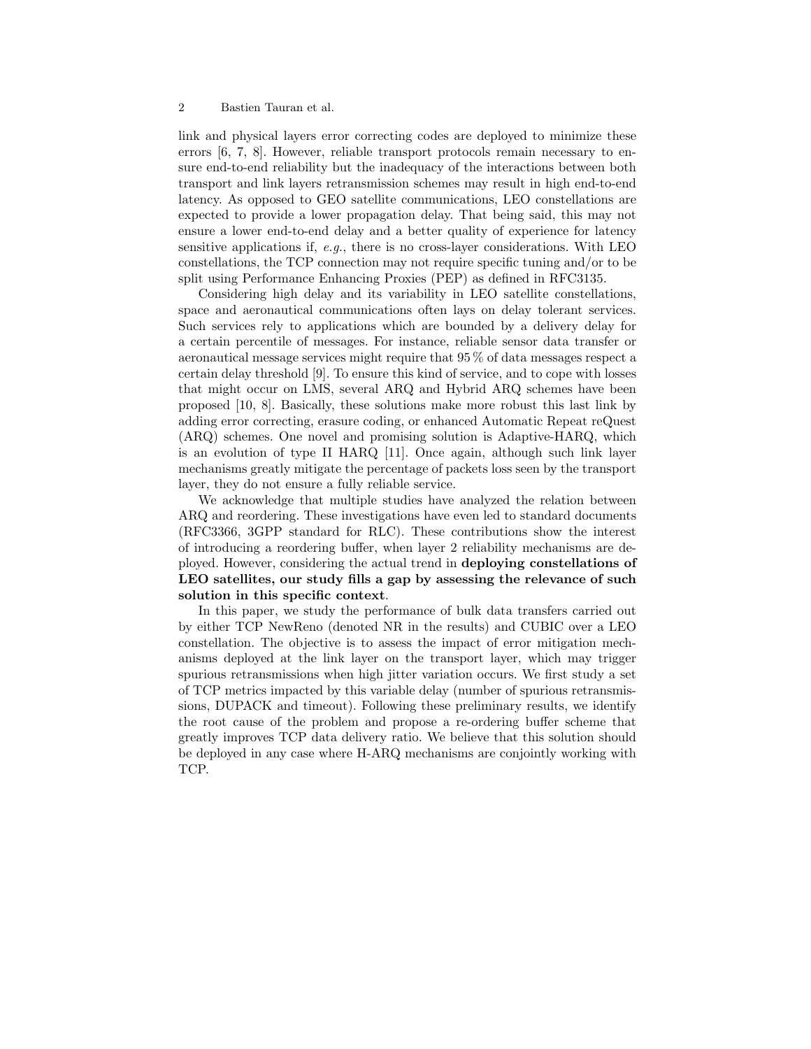link and physical layers error correcting codes are deployed to minimize these errors [6, 7, 8]. However, reliable transport protocols remain necessary to ensure end-to-end reliability but the inadequacy of the interactions between both transport and link layers retransmission schemes may result in high end-to-end latency. As opposed to GEO satellite communications, LEO constellations are expected to provide a lower propagation delay. That being said, this may not ensure a lower end-to-end delay and a better quality of experience for latency sensitive applications if, *e.g.*, there is no cross-layer considerations. With LEO constellations, the TCP connection may not require specific tuning and/or to be split using Performance Enhancing Proxies (PEP) as defined in RFC3135.

Considering high delay and its variability in LEO satellite constellations, space and aeronautical communications often lays on delay tolerant services. Such services rely to applications which are bounded by a delivery delay for a certain percentile of messages. For instance, reliable sensor data transfer or aeronautical message services might require that 95 % of data messages respect a certain delay threshold [9]. To ensure this kind of service, and to cope with losses that might occur on LMS, several ARQ and Hybrid ARQ schemes have been proposed [10, 8]. Basically, these solutions make more robust this last link by adding error correcting, erasure coding, or enhanced Automatic Repeat reQuest (ARQ) schemes. One novel and promising solution is Adaptive-HARQ, which is an evolution of type II HARQ [11]. Once again, although such link layer mechanisms greatly mitigate the percentage of packets loss seen by the transport layer, they do not ensure a fully reliable service.

We acknowledge that multiple studies have analyzed the relation between ARQ and reordering. These investigations have even led to standard documents (RFC3366, 3GPP standard for RLC). These contributions show the interest of introducing a reordering buffer, when layer 2 reliability mechanisms are deployed. However, considering the actual trend in **deploying constellations of LEO satellites, our study fills a gap by assessing the relevance of such solution in this specific context**.

In this paper, we study the performance of bulk data transfers carried out by either TCP NewReno (denoted NR in the results) and CUBIC over a LEO constellation. The objective is to assess the impact of error mitigation mechanisms deployed at the link layer on the transport layer, which may trigger spurious retransmissions when high jitter variation occurs. We first study a set of TCP metrics impacted by this variable delay (number of spurious retransmissions, DUPACK and timeout). Following these preliminary results, we identify the root cause of the problem and propose a re-ordering buffer scheme that greatly improves TCP data delivery ratio. We believe that this solution should be deployed in any case where H-ARQ mechanisms are conjointly working with TCP.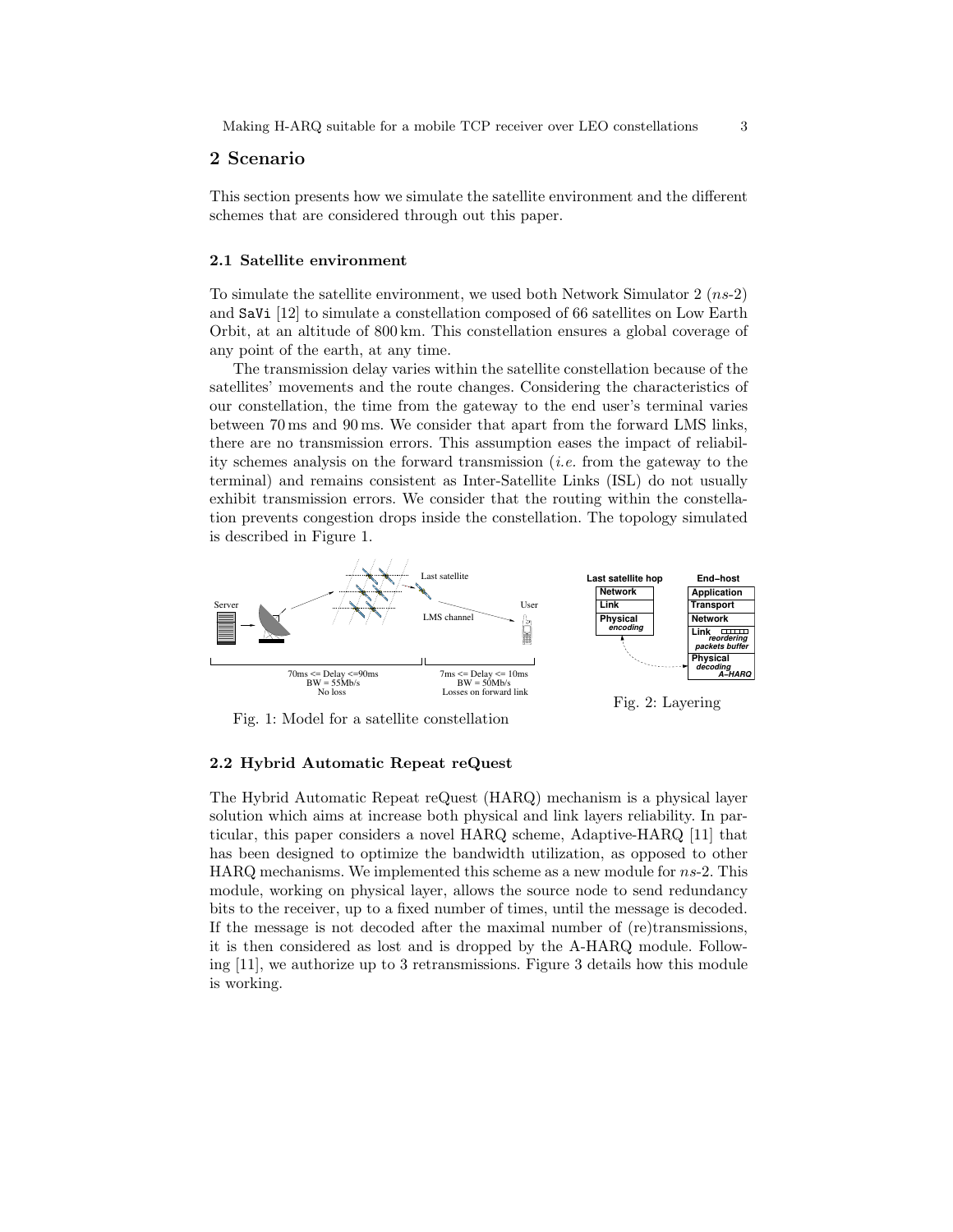## 2 Scenario

This section presents how we simulate the satellite environment and the different schemes that are considered through out this paper.

### 2.1 Satellite environment

To simulate the satellite environment, we used both Network Simulator 2 (*ns*-2) and `SaVi` [12] to simulate a constellation composed of 66 satellites on Low Earth Orbit, at an altitude of 800 km. This constellation ensures a global coverage of any point of the earth, at any time.

The transmission delay varies within the satellite constellation because of the satellites' movements and the route changes. Considering the characteristics of our constellation, the time from the gateway to the end user's terminal varies between 70 ms and 90 ms. We consider that apart from the forward LMS links, there are no transmission errors. This assumption eases the impact of reliability schemes analysis on the forward transmission (*i.e.* from the gateway to the terminal) and remains consistent as Inter-Satellite Links (ISL) do not usually exhibit transmission errors. We consider that the routing within the constellation prevents congestion drops inside the constellation. The topology simulated is described in Figure 1.

Fig. 1: Model for a satellite constellation

Fig. 2: Layering

### 2.2 Hybrid Automatic Repeat reQuest

The Hybrid Automatic Repeat reQuest (HARQ) mechanism is a physical layer solution which aims at increase both physical and link layers reliability. In particular, this paper considers a novel HARQ scheme, Adaptive-HARQ [11] that has been designed to optimize the bandwidth utilization, as opposed to other HARQ mechanisms. We implemented this scheme as a new module for *ns*-2. This module, working on physical layer, allows the source node to send redundancy bits to the receiver, up to a fixed number of times, until the message is decoded. If the message is not decoded after the maximal number of (re)transmissions, it is then considered as lost and is dropped by the A-HARQ module. Following [11], we authorize up to 3 retransmissions. Figure 3 details how this module is working.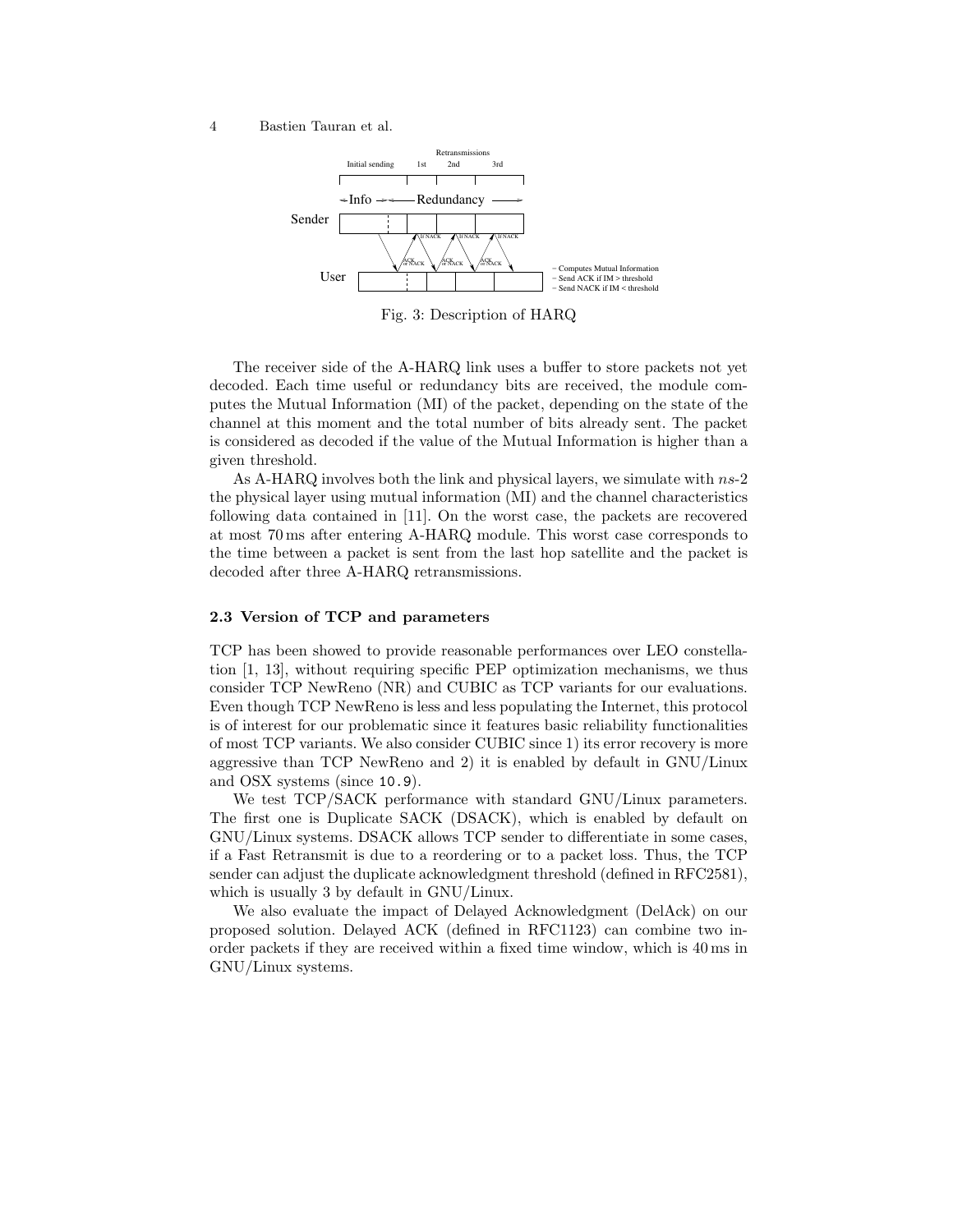Fig. 3: Description of HARQ

The receiver side of the A-HARQ link uses a buffer to store packets not yet decoded. Each time useful or redundancy bits are received, the module computes the Mutual Information (MI) of the packet, depending on the state of the channel at this moment and the total number of bits already sent. The packet is considered as decoded if the value of the Mutual Information is higher than a given threshold.

As A-HARQ involves both the link and physical layers, we simulate with *ns*-2 the physical layer using mutual information (MI) and the channel characteristics following data contained in [11]. On the worst case, the packets are recovered at most 70 ms after entering A-HARQ module. This worst case corresponds to the time between a packet is sent from the last hop satellite and the packet is decoded after three A-HARQ retransmissions.

### 2.3 Version of TCP and parameters

TCP has been showed to provide reasonable performances over LEO constellation [1, 13], without requiring specific PEP optimization mechanisms, we thus consider TCP NewReno (NR) and CUBIC as TCP variants for our evaluations. Even though TCP NewReno is less and less populating the Internet, this protocol is of interest for our problematic since it features basic reliability functionalities of most TCP variants. We also consider CUBIC since 1) its error recovery is more aggressive than TCP NewReno and 2) it is enabled by default in GNU/Linux and OSX systems (since `10.9`).

We test TCP/SACK performance with standard GNU/Linux parameters. The first one is Duplicate SACK (DSACK), which is enabled by default on GNU/Linux systems. DSACK allows TCP sender to differentiate in some cases, if a Fast Retransmit is due to a reordering or to a packet loss. Thus, the TCP sender can adjust the duplicate acknowledgment threshold (defined in RFC2581), which is usually 3 by default in GNU/Linux.

We also evaluate the impact of Delayed Acknowledgment (DelAck) on our proposed solution. Delayed ACK (defined in RFC1123) can combine two in-order packets if they are received within a fixed time window, which is 40 ms in GNU/Linux systems.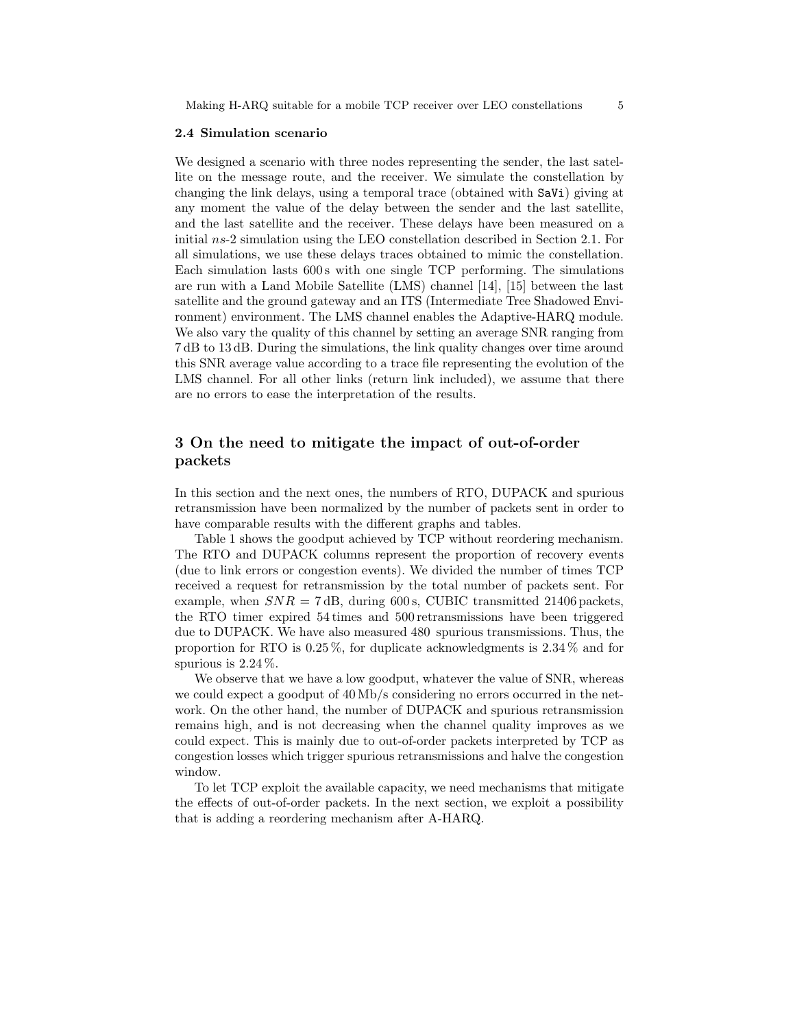### 2.4 Simulation scenario

We designed a scenario with three nodes representing the sender, the last satellite on the message route, and the receiver. We simulate the constellation by changing the link delays, using a temporal trace (obtained with `SaVi`) giving at any moment the value of the delay between the sender and the last satellite, and the last satellite and the receiver. These delays have been measured on a initial *ns*-2 simulation using the LEO constellation described in Section 2.1. For all simulations, we use these delays traces obtained to mimic the constellation. Each simulation lasts 600 s with one single TCP performing. The simulations are run with a Land Mobile Satellite (LMS) channel [14], [15] between the last satellite and the ground gateway and an ITS (Intermediate Tree Shadowed Environment) environment. The LMS channel enables the Adaptive-HARQ module. We also vary the quality of this channel by setting an average SNR ranging from 7 dB to 13 dB. During the simulations, the link quality changes over time around this SNR average value according to a trace file representing the evolution of the LMS channel. For all other links (return link included), we assume that there are no errors to ease the interpretation of the results.

## 3 On the need to mitigate the impact of out-of-order packets

In this section and the next ones, the numbers of RTO, DUPACK and spurious retransmission have been normalized by the number of packets sent in order to have comparable results with the different graphs and tables.

Table 1 shows the goodput achieved by TCP without reordering mechanism. The RTO and DUPACK columns represent the proportion of recovery events (due to link errors or congestion events). We divided the number of times TCP received a request for retransmission by the total number of packets sent. For example, when $SNR = 7\,\mathrm{dB}$, during 600 s, CUBIC transmitted 21406 packets, the RTO timer expired 54 times and 500 retransmissions have been triggered due to DUPACK. We have also measured 480 spurious transmissions. Thus, the proportion for RTO is 0.25 %, for duplicate acknowledgments is 2.34 % and for spurious is 2.24 %.

We observe that we have a low goodput, whatever the value of SNR, whereas we could expect a goodput of 40 Mb/s considering no errors occurred in the network. On the other hand, the number of DUPACK and spurious retransmission remains high, and is not decreasing when the channel quality improves as we could expect. This is mainly due to out-of-order packets interpreted by TCP as congestion losses which trigger spurious retransmissions and halve the congestion window.

To let TCP exploit the available capacity, we need mechanisms that mitigate the effects of out-of-order packets. In the next section, we exploit a possibility that is adding a reordering mechanism after A-HARQ.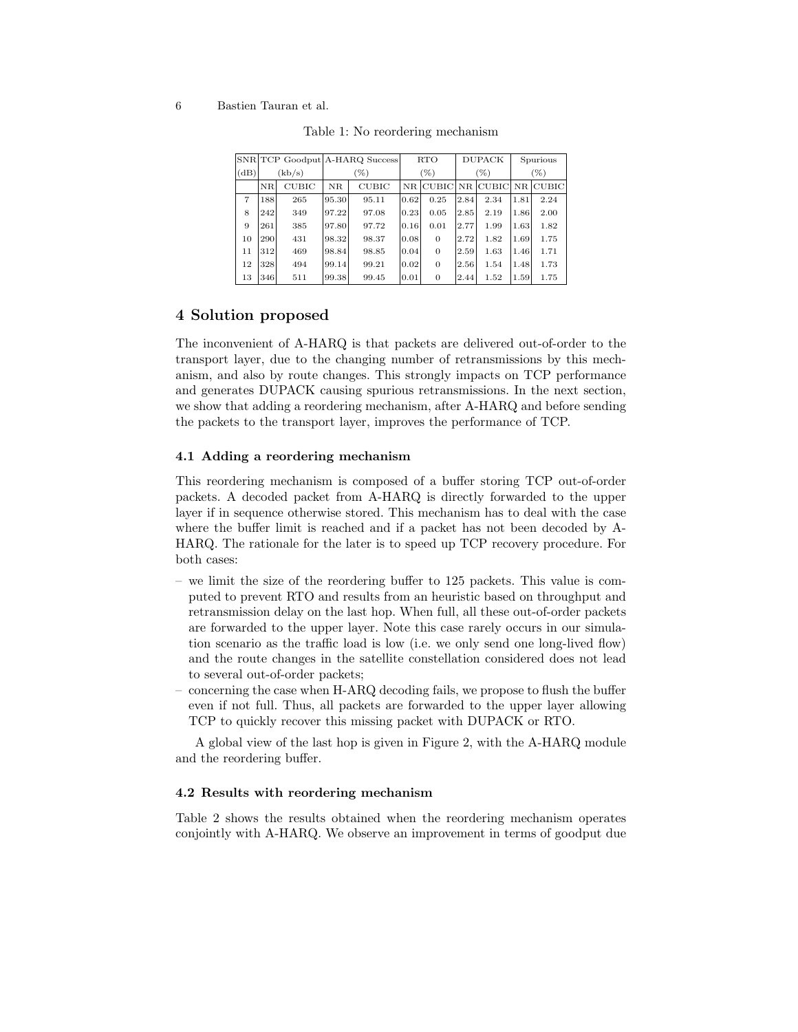Table 1: No reordering mechanism

| SNR (dB) | TCP Goodput (kb/s) | | A-HARQ Success (%) | | RTO (%) | | DUPACK (%) | | Spurious (%) | |
|---|---|---|---|---|---|---|---|---|---|---|
| | NR | CUBIC | NR | CUBIC | NR | CUBIC | NR | CUBIC | NR | CUBIC |
| 7 | 188 | 265 | 95.30 | 95.11 | 0.62 | 0.25 | 2.84 | 2.34 | 1.81 | 2.24 |
| 8 | 242 | 349 | 97.22 | 97.08 | 0.23 | 0.05 | 2.85 | 2.19 | 1.86 | 2.00 |
| 9 | 261 | 385 | 97.80 | 97.72 | 0.16 | 0.01 | 2.77 | 1.99 | 1.63 | 1.82 |
| 10 | 290 | 431 | 98.32 | 98.37 | 0.08 | 0 | 2.72 | 1.82 | 1.69 | 1.75 |
| 11 | 312 | 469 | 98.84 | 98.85 | 0.04 | 0 | 2.59 | 1.63 | 1.46 | 1.71 |
| 12 | 328 | 494 | 99.14 | 99.21 | 0.02 | 0 | 2.56 | 1.54 | 1.48 | 1.73 |
| 13 | 346 | 511 | 99.38 | 99.45 | 0.01 | 0 | 2.44 | 1.52 | 1.59 | 1.75 |

## 4 Solution proposed

The inconvenient of A-HARQ is that packets are delivered out-of-order to the transport layer, due to the changing number of retransmissions by this mechanism, and also by route changes. This strongly impacts on TCP performance and generates DUPACK causing spurious retransmissions. In the next section, we show that adding a reordering mechanism, after A-HARQ and before sending the packets to the transport layer, improves the performance of TCP.

### 4.1 Adding a reordering mechanism

This reordering mechanism is composed of a buffer storing TCP out-of-order packets. A decoded packet from A-HARQ is directly forwarded to the upper layer if in sequence otherwise stored. This mechanism has to deal with the case where the buffer limit is reached and if a packet has not been decoded by A-HARQ. The rationale for the later is to speed up TCP recovery procedure. For both cases:

– we limit the size of the reordering buffer to 125 packets. This value is computed to prevent RTO and results from an heuristic based on throughput and retransmission delay on the last hop. When full, all these out-of-order packets are forwarded to the upper layer. Note this case rarely occurs in our simulation scenario as the traffic load is low (i.e. we only send one long-lived flow) and the route changes in the satellite constellation considered does not lead to several out-of-order packets;
– concerning the case when H-ARQ decoding fails, we propose to flush the buffer even if not full. Thus, all packets are forwarded to the upper layer allowing TCP to quickly recover this missing packet with DUPACK or RTO.

A global view of the last hop is given in Figure 2, with the A-HARQ module and the reordering buffer.

### 4.2 Results with reordering mechanism

Table 2 shows the results obtained when the reordering mechanism operates conjointly with A-HARQ. We observe an improvement in terms of goodput due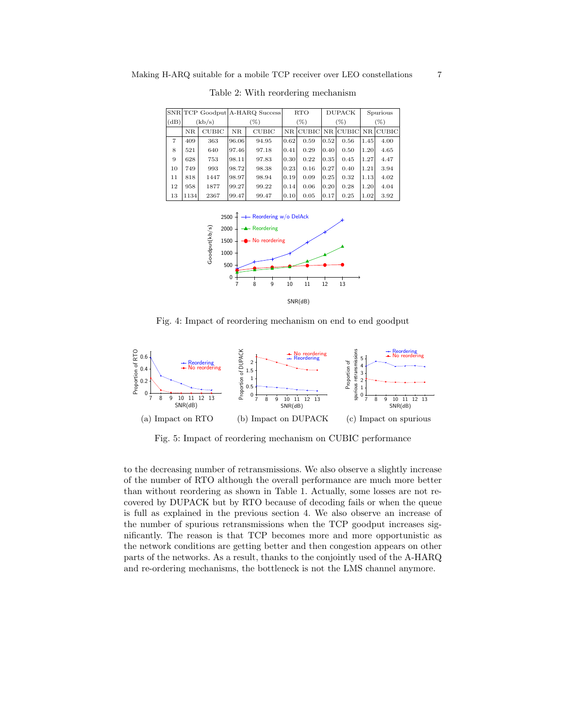Table 2: With reordering mechanism

| SNR (dB) | TCP Goodput (kb/s) | | A-HARQ Success (%) | | RTO (%) | | DUPACK (%) | | Spurious (%) | |
|---|---|---|---|---|---|---|---|---|---|---|
| | NR | CUBIC | NR | CUBIC | NR | CUBIC | NR | CUBIC | NR | CUBIC |
| 7 | 409 | 363 | 96.06 | 94.95 | 0.62 | 0.59 | 0.52 | 0.56 | 1.45 | 4.00 |
| 8 | 521 | 640 | 97.46 | 97.18 | 0.41 | 0.29 | 0.40 | 0.50 | 1.20 | 4.65 |
| 9 | 628 | 753 | 98.11 | 97.83 | 0.30 | 0.22 | 0.35 | 0.45 | 1.27 | 4.47 |
| 10 | 749 | 993 | 98.72 | 98.38 | 0.23 | 0.16 | 0.27 | 0.40 | 1.21 | 3.94 |
| 11 | 818 | 1447 | 98.97 | 98.94 | 0.19 | 0.09 | 0.25 | 0.32 | 1.13 | 4.02 |
| 12 | 958 | 1877 | 99.27 | 99.22 | 0.14 | 0.06 | 0.20 | 0.28 | 1.20 | 4.04 |
| 13 | 1134 | 2367 | 99.47 | 99.47 | 0.10 | 0.05 | 0.17 | 0.25 | 1.02 | 3.92 |

Fig. 4: Impact of reordering mechanism on end to end goodput

(a) Impact on RTO (b) Impact on DUPACK (c) Impact on spurious

Fig. 5: Impact of reordering mechanism on CUBIC performance

to the decreasing number of retransmissions. We also observe a slightly increase of the number of RTO although the overall performance are much more better than without reordering as shown in Table 1. Actually, some losses are not recovered by DUPACK but by RTO because of decoding fails or when the queue is full as explained in the previous section 4. We also observe an increase of the number of spurious retransmissions when the TCP goodput increases significantly. The reason is that TCP becomes more and more opportunistic as the network conditions are getting better and then congestion appears on other parts of the networks. As a result, thanks to the conjointly used of the A-HARQ and re-ordering mechanisms, the bottleneck is not the LMS channel anymore.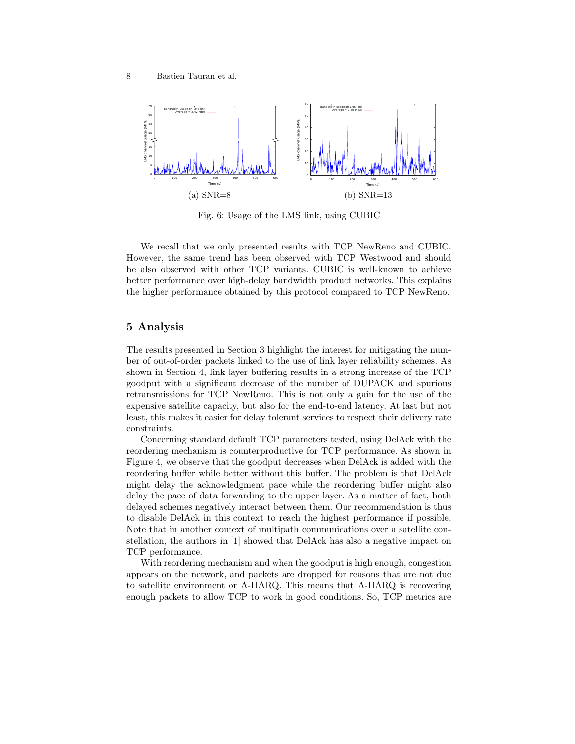(a) SNR=8

(b) SNR=13

Fig. 6: Usage of the LMS link, using CUBIC

We recall that we only presented results with TCP NewReno and CUBIC. However, the same trend has been observed with TCP Westwood and should be also observed with other TCP variants. CUBIC is well-known to achieve better performance over high-delay bandwidth product networks. This explains the higher performance obtained by this protocol compared to TCP NewReno.

## 5 Analysis

The results presented in Section 3 highlight the interest for mitigating the number of out-of-order packets linked to the use of link layer reliability schemes. As shown in Section 4, link layer buffering results in a strong increase of the TCP goodput with a significant decrease of the number of DUPACK and spurious retransmissions for TCP NewReno. This is not only a gain for the use of the expensive satellite capacity, but also for the end-to-end latency. At last but not least, this makes it easier for delay tolerant services to respect their delivery rate constraints.

Concerning standard default TCP parameters tested, using DelAck with the reordering mechanism is counterproductive for TCP performance. As shown in Figure 4, we observe that the goodput decreases when DelAck is added with the reordering buffer while better without this buffer. The problem is that DelAck might delay the acknowledgment pace while the reordering buffer might also delay the pace of data forwarding to the upper layer. As a matter of fact, both delayed schemes negatively interact between them. Our recommendation is thus to disable DelAck in this context to reach the highest performance if possible. Note that in another context of multipath communications over a satellite constellation, the authors in [1] showed that DelAck has also a negative impact on TCP performance.

With reordering mechanism and when the goodput is high enough, congestion appears on the network, and packets are dropped for reasons that are not due to satellite environment or A-HARQ. This means that A-HARQ is recovering enough packets to allow TCP to work in good conditions. So, TCP metrics are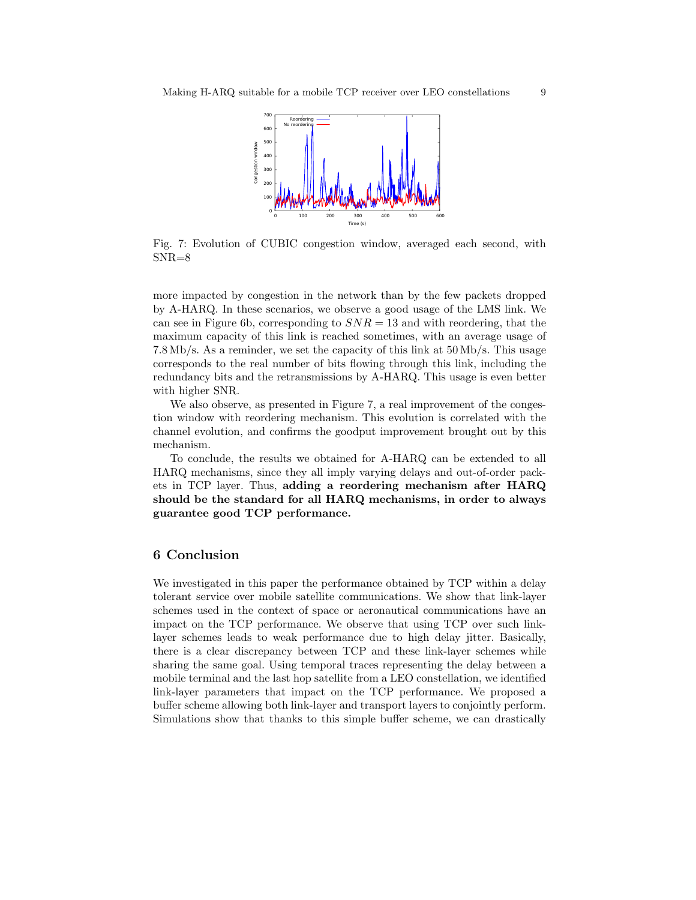Fig. 7: Evolution of CUBIC congestion window, averaged each second, with SNR=8

more impacted by congestion in the network than by the few packets dropped by A-HARQ. In these scenarios, we observe a good usage of the LMS link. We can see in Figure 6b, corresponding to $SNR = 13$ and with reordering, that the maximum capacity of this link is reached sometimes, with an average usage of 7.8 Mb/s. As a reminder, we set the capacity of this link at 50 Mb/s. This usage corresponds to the real number of bits flowing through this link, including the redundancy bits and the retransmissions by A-HARQ. This usage is even better with higher SNR.

We also observe, as presented in Figure 7, a real improvement of the congestion window with reordering mechanism. This evolution is correlated with the channel evolution, and confirms the goodput improvement brought out by this mechanism.

To conclude, the results we obtained for A-HARQ can be extended to all HARQ mechanisms, since they all imply varying delays and out-of-order packets in TCP layer. Thus, **adding a reordering mechanism after HARQ should be the standard for all HARQ mechanisms, in order to always guarantee good TCP performance.**

## 6 Conclusion

We investigated in this paper the performance obtained by TCP within a delay tolerant service over mobile satellite communications. We show that link-layer schemes used in the context of space or aeronautical communications have an impact on the TCP performance. We observe that using TCP over such link-layer schemes leads to weak performance due to high delay jitter. Basically, there is a clear discrepancy between TCP and these link-layer schemes while sharing the same goal. Using temporal traces representing the delay between a mobile terminal and the last hop satellite from a LEO constellation, we identified link-layer parameters that impact on the TCP performance. We proposed a buffer scheme allowing both link-layer and transport layers to conjointly perform. Simulations show that thanks to this simple buffer scheme, we can drastically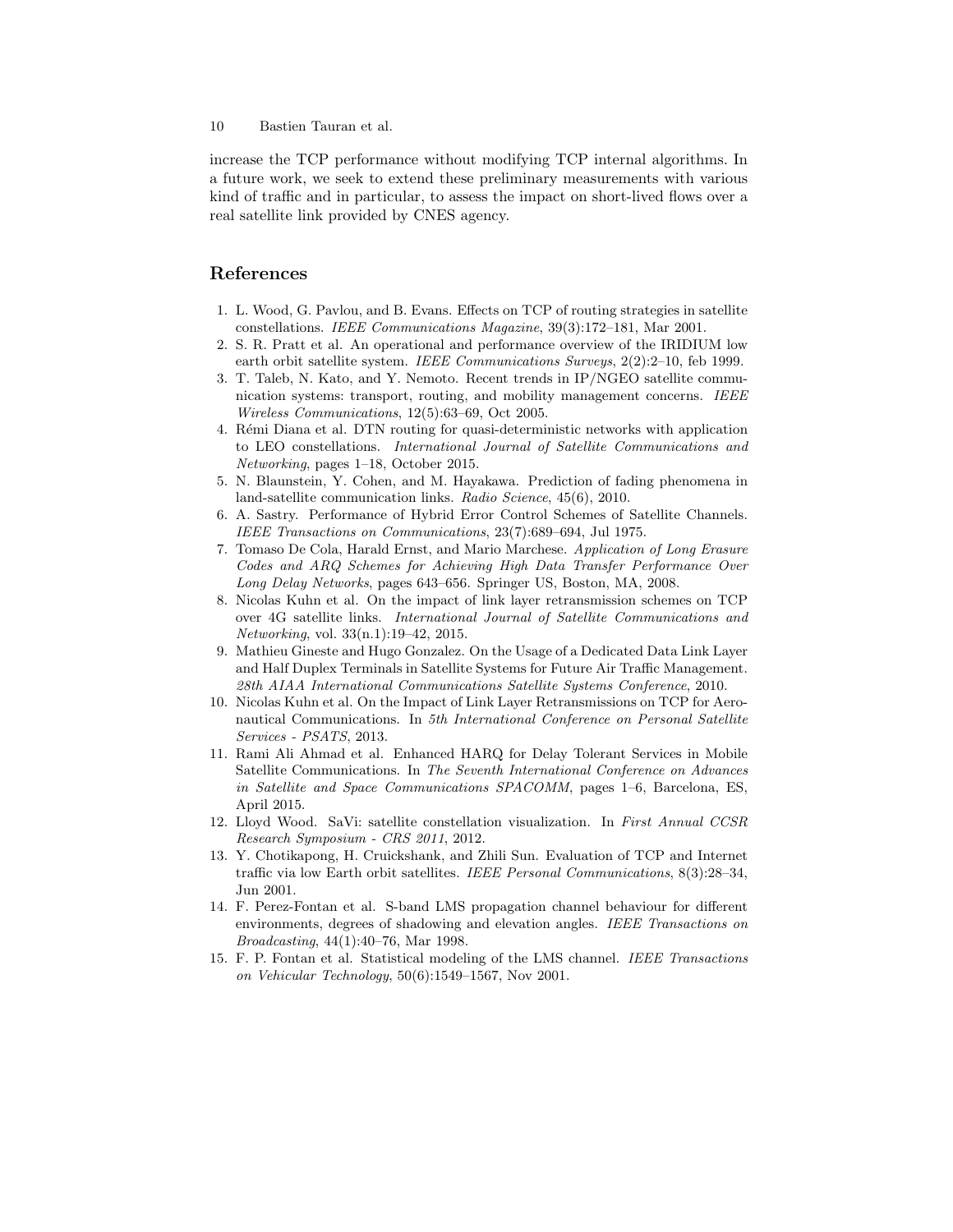increase the TCP performance without modifying TCP internal algorithms. In a future work, we seek to extend these preliminary measurements with various kind of traffic and in particular, to assess the impact on short-lived flows over a real satellite link provided by CNES agency.

## References

1. L. Wood, G. Pavlou, and B. Evans. Effects on TCP of routing strategies in satellite constellations. *IEEE Communications Magazine*, 39(3):172–181, Mar 2001.
2. S. R. Pratt et al. An operational and performance overview of the IRIDIUM low earth orbit satellite system. *IEEE Communications Surveys*, 2(2):2–10, feb 1999.
3. T. Taleb, N. Kato, and Y. Nemoto. Recent trends in IP/NGEO satellite communication systems: transport, routing, and mobility management concerns. *IEEE Wireless Communications*, 12(5):63–69, Oct 2005.
4. Rémi Diana et al. DTN routing for quasi-deterministic networks with application to LEO constellations. *International Journal of Satellite Communications and Networking*, pages 1–18, October 2015.
5. N. Blaunstein, Y. Cohen, and M. Hayakawa. Prediction of fading phenomena in land-satellite communication links. *Radio Science*, 45(6), 2010.
6. A. Sastry. Performance of Hybrid Error Control Schemes of Satellite Channels. *IEEE Transactions on Communications*, 23(7):689–694, Jul 1975.
7. Tomaso De Cola, Harald Ernst, and Mario Marchese. *Application of Long Erasure Codes and ARQ Schemes for Achieving High Data Transfer Performance Over Long Delay Networks*, pages 643–656. Springer US, Boston, MA, 2008.
8. Nicolas Kuhn et al. On the impact of link layer retransmission schemes on TCP over 4G satellite links. *International Journal of Satellite Communications and Networking*, vol. 33(n.1):19–42, 2015.
9. Mathieu Gineste and Hugo Gonzalez. On the Usage of a Dedicated Data Link Layer and Half Duplex Terminals in Satellite Systems for Future Air Traffic Management. *28th AIAA International Communications Satellite Systems Conference*, 2010.
10. Nicolas Kuhn et al. On the Impact of Link Layer Retransmissions on TCP for Aeronautical Communications. In *5th International Conference on Personal Satellite Services - PSATS*, 2013.
11. Rami Ali Ahmad et al. Enhanced HARQ for Delay Tolerant Services in Mobile Satellite Communications. In *The Seventh International Conference on Advances in Satellite and Space Communications SPACOMM*, pages 1–6, Barcelona, ES, April 2015.
12. Lloyd Wood. SaVi: satellite constellation visualization. In *First Annual CCSR Research Symposium - CRS 2011*, 2012.
13. Y. Chotikapong, H. Cruickshank, and Zhili Sun. Evaluation of TCP and Internet traffic via low Earth orbit satellites. *IEEE Personal Communications*, 8(3):28–34, Jun 2001.
14. F. Perez-Fontan et al. S-band LMS propagation channel behaviour for different environments, degrees of shadowing and elevation angles. *IEEE Transactions on Broadcasting*, 44(1):40–76, Mar 1998.
15. F. P. Fontan et al. Statistical modeling of the LMS channel. *IEEE Transactions on Vehicular Technology*, 50(6):1549–1567, Nov 2001.